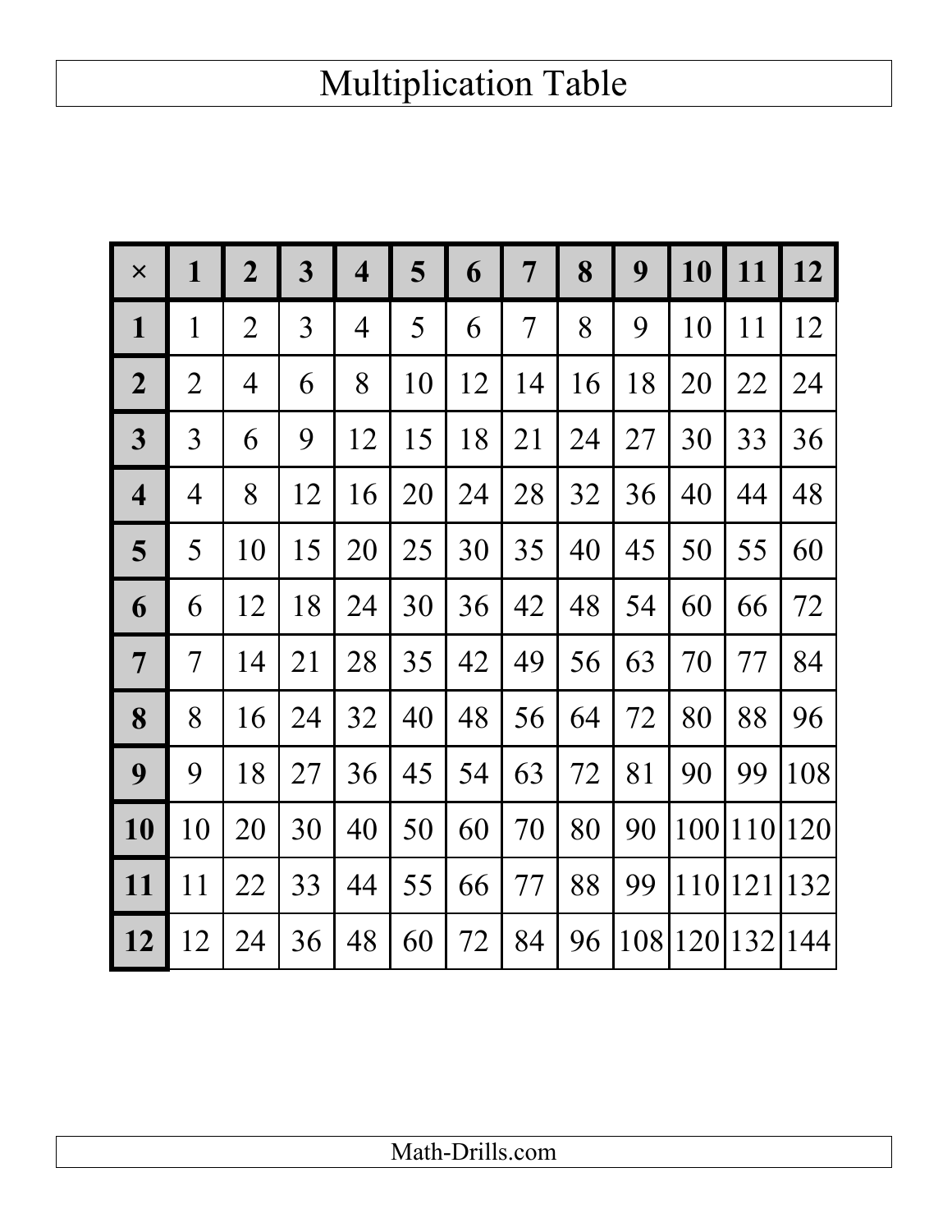# Multiplication Table

| × | 1 | 2 | 3 | 4 | 5 | 6 | 7 | 8 | 9 | 10 | 11 | 12 |
|---|---|---|---|---|---|---|---|---|---|---|---|---|
| **1** | 1 | 2 | 3 | 4 | 5 | 6 | 7 | 8 | 9 | 10 | 11 | 12 |
| **2** | 2 | 4 | 6 | 8 | 10 | 12 | 14 | 16 | 18 | 20 | 22 | 24 |
| **3** | 3 | 6 | 9 | 12 | 15 | 18 | 21 | 24 | 27 | 30 | 33 | 36 |
| **4** | 4 | 8 | 12 | 16 | 20 | 24 | 28 | 32 | 36 | 40 | 44 | 48 |
| **5** | 5 | 10 | 15 | 20 | 25 | 30 | 35 | 40 | 45 | 50 | 55 | 60 |
| **6** | 6 | 12 | 18 | 24 | 30 | 36 | 42 | 48 | 54 | 60 | 66 | 72 |
| **7** | 7 | 14 | 21 | 28 | 35 | 42 | 49 | 56 | 63 | 70 | 77 | 84 |
| **8** | 8 | 16 | 24 | 32 | 40 | 48 | 56 | 64 | 72 | 80 | 88 | 96 |
| **9** | 9 | 18 | 27 | 36 | 45 | 54 | 63 | 72 | 81 | 90 | 99 | 108 |
| **10** | 10 | 20 | 30 | 40 | 50 | 60 | 70 | 80 | 90 | 100 | 110 | 120 |
| **11** | 11 | 22 | 33 | 44 | 55 | 66 | 77 | 88 | 99 | 110 | 121 | 132 |
| **12** | 12 | 24 | 36 | 48 | 60 | 72 | 84 | 96 | 108 | 120 | 132 | 144 |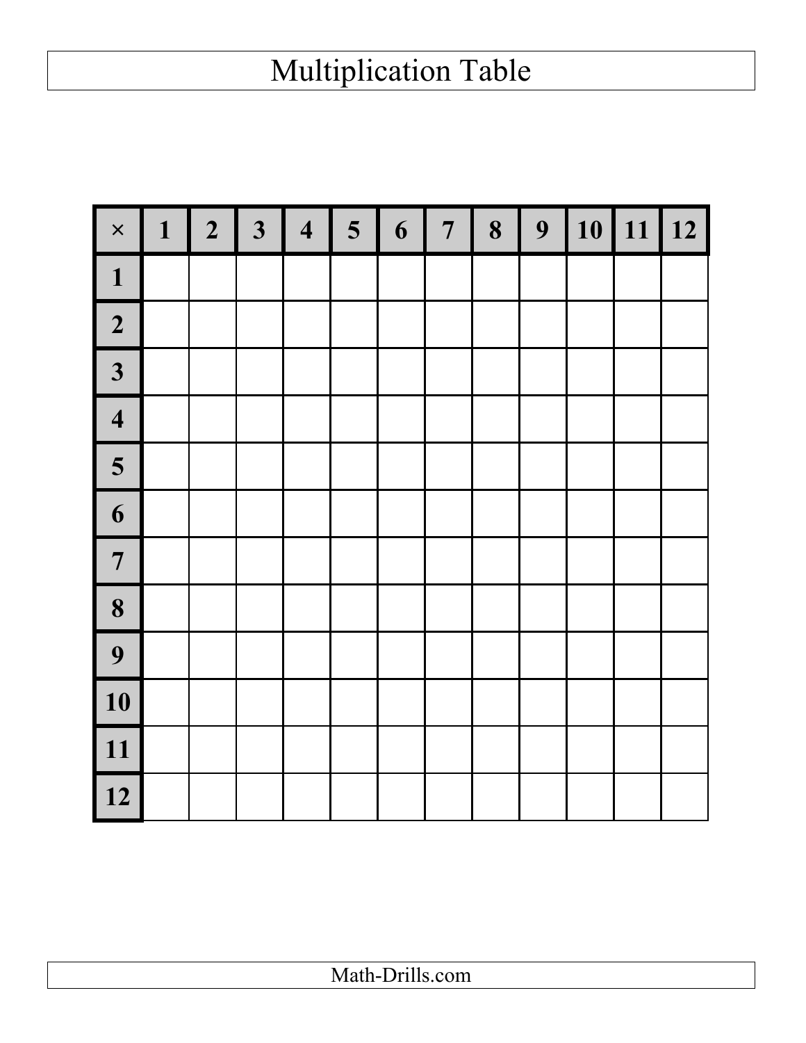# Multiplication Table

| × | 1 | 2 | 3 | 4 | 5 | 6 | 7 | 8 | 9 | 10 | 11 | 12 |
|---|---|---|---|---|---|---|---|---|---|---|---|---|
| **1** | | | | | | | | | | | | |
| **2** | | | | | | | | | | | | |
| **3** | | | | | | | | | | | | |
| **4** | | | | | | | | | | | | |
| **5** | | | | | | | | | | | | |
| **6** | | | | | | | | | | | | |
| **7** | | | | | | | | | | | | |
| **8** | | | | | | | | | | | | |
| **9** | | | | | | | | | | | | |
| **10** | | | | | | | | | | | | |
| **11** | | | | | | | | | | | | |
| **12** | | | | | | | | | | | | |

Math-Drills.com